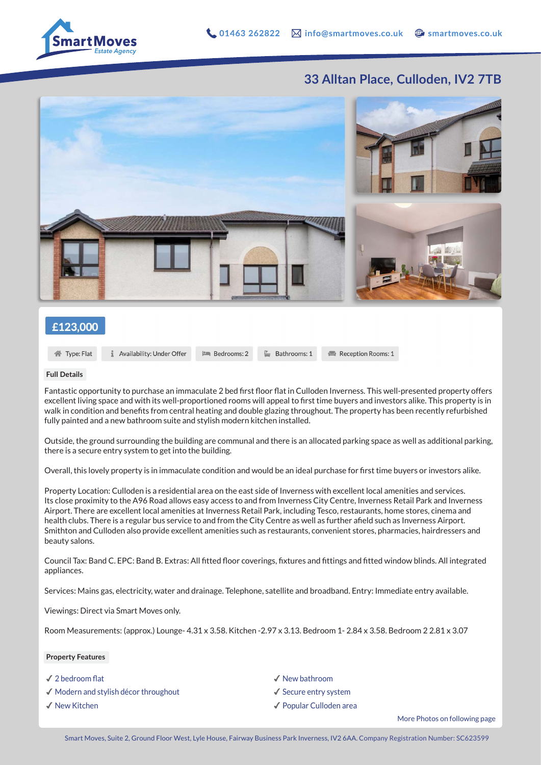SmartMoves Estate Agency

01463 262822 | info@smartmoves.co.uk | smartmoves.co.uk

# 33 Alltan Place, Culloden, IV2 7TB

## £123,000

Type: Flat | Availability: Under Offer | Bedrooms: 2 | Bathrooms: 1 | Reception Rooms: 1

### Full Details

Fantastic opportunity to purchase an immaculate 2 bed first floor flat in Culloden Inverness. This well-presented property offers excellent living space and with its well-proportioned rooms will appeal to first time buyers and investors alike. This property is in walk in condition and benefits from central heating and double glazing throughout. The property has been recently refurbished fully painted and a new bathroom suite and stylish modern kitchen installed.

Outside, the ground surrounding the building are communal and there is an allocated parking space as well as additional parking, there is a secure entry system to get into the building.

Overall, this lovely property is in immaculate condition and would be an ideal purchase for first time buyers or investors alike.

Property Location: Culloden is a residential area on the east side of Inverness with excellent local amenities and services. Its close proximity to the A96 Road allows easy access to and from Inverness City Centre, Inverness Retail Park and Inverness Airport. There are excellent local amenities at Inverness Retail Park, including Tesco, restaurants, home stores, cinema and health clubs. There is a regular bus service to and from the City Centre as well as further afield such as Inverness Airport. Smithton and Culloden also provide excellent amenities such as restaurants, convenient stores, pharmacies, hairdressers and beauty salons.

Council Tax: Band C. EPC: Band B. Extras: All fitted floor coverings, fixtures and fittings and fitted window blinds. All integrated appliances.

Services: Mains gas, electricity, water and drainage. Telephone, satellite and broadband. Entry: Immediate entry available.

Viewings: Direct via Smart Moves only.

Room Measurements: (approx.) Lounge- 4.31 x 3.58. Kitchen -2.97 x 3.13. Bedroom 1- 2.84 x 3.58. Bedroom 2 2.81 x 3.07

### Property Features

- ✓ 2 bedroom flat
- ✓ Modern and stylish décor throughout
- ✓ New Kitchen
- ✓ New bathroom
- ✓ Secure entry system
- ✓ Popular Culloden area

More Photos on following page

Smart Moves, Suite 2, Ground Floor West, Lyle House, Fairway Business Park Inverness, IV2 6AA. Company Registration Number: SC623599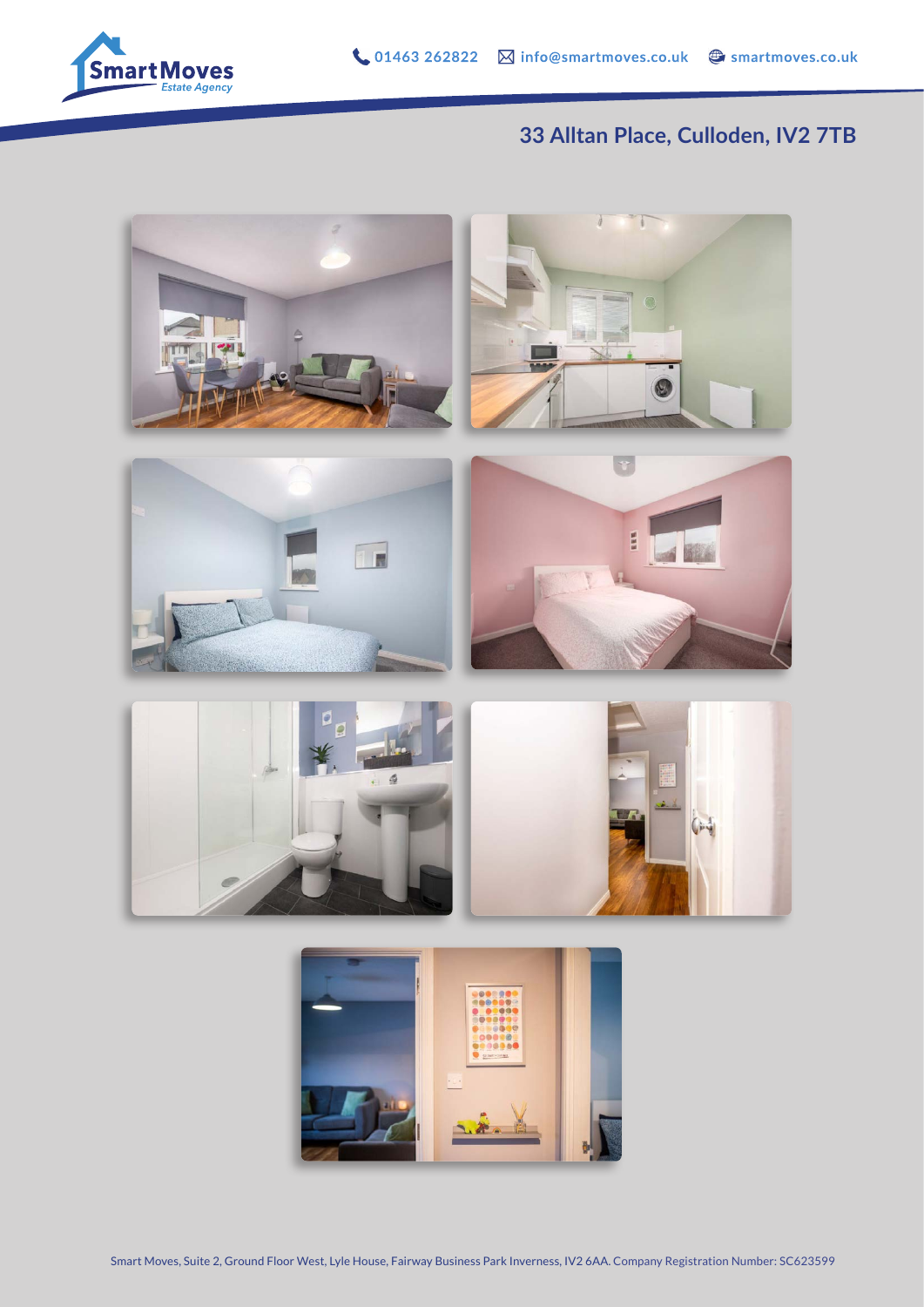01463 262822 info@smartmoves.co.uk smartmoves.co.uk

## 33 Alltan Place, Culloden, IV2 7TB

Smart Moves, Suite 2, Ground Floor West, Lyle House, Fairway Business Park Inverness, IV2 6AA. Company Registration Number: SC623599